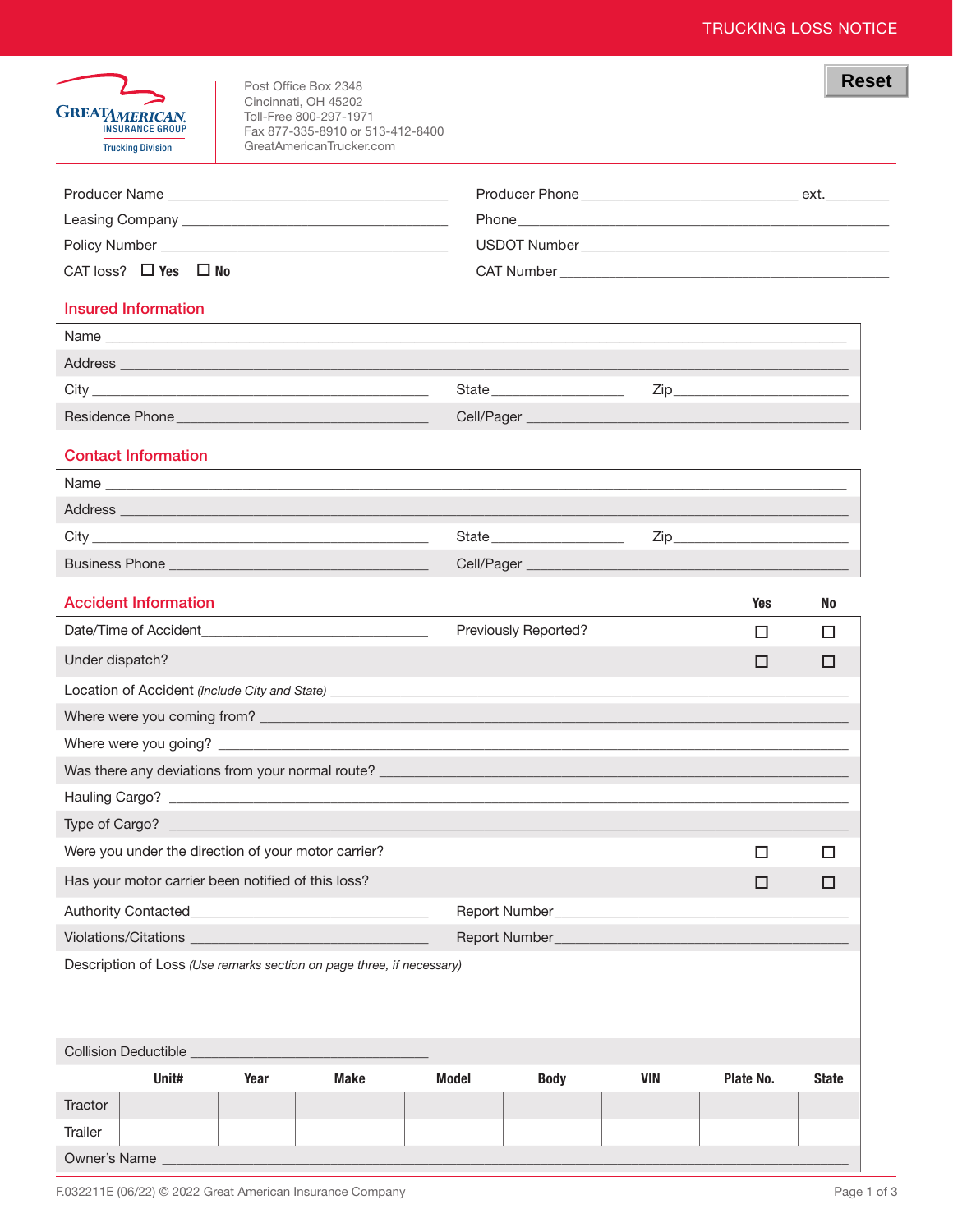# TRUCKING LOSS NOTICE

Reset

**Great American Insurance Group** — Trucking Division

Post Office Box 2348
Cincinnati, OH 45202
Toll-Free 800-297-1971
Fax 877-335-8910 or 513-412-8400
GreatAmericanTrucker.com

Producer Name ______________________ Producer Phone ______________________ ext.________

Leasing Company ______________________ Phone ______________________

Policy Number ______________________ USDOT Number ______________________

CAT loss? ☐ **Yes** ☐ **No** CAT Number ______________________

## Insured Information

Name ______________________

Address ______________________

City ______________________ State ____________ Zip ____________

Residence Phone ______________________ Cell/Pager ______________________

## Contact Information

Name ______________________

Address ______________________

City ______________________ State ____________ Zip ____________

Business Phone ______________________ Cell/Pager ______________________

## Accident Information

| | **Yes** | **No** |
|---|---|---|
| Date/Time of Accident______________________ Previously Reported? | ☐ | ☐ |
| Under dispatch? | ☐ | ☐ |

Location of Accident *(Include City and State)* ______________________

Where were you coming from? ______________________

Where were you going? ______________________

Was there any deviations from your normal route? ______________________

Hauling Cargo? ______________________

Type of Cargo? ______________________

| | **Yes** | **No** |
|---|---|---|
| Were you under the direction of your motor carrier? | ☐ | ☐ |
| Has your motor carrier been notified of this loss? | ☐ | ☐ |

Authority Contacted______________________ Report Number______________________

Violations/Citations ______________________ Report Number______________________

Description of Loss *(Use remarks section on page three, if necessary)*

Collision Deductible ______________________

| | **Unit#** | **Year** | **Make** | **Model** | **Body** | **VIN** | **Plate No.** | **State** |
|---|---|---|---|---|---|---|---|---|
| Tractor | | | | | | | | |
| Trailer | | | | | | | | |

Owner's Name ______________________

F.032211E (06/22) © 2022 Great American Insurance Company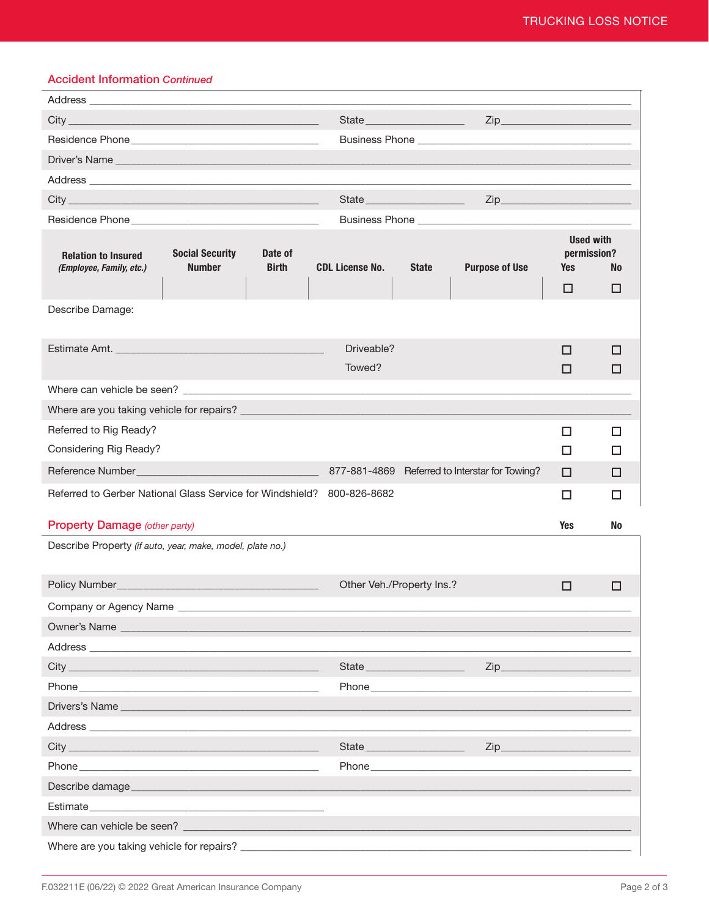## Accident Information *Continued*

Address ___

City ___ State ___ Zip ___

Residence Phone ___ Business Phone ___

Driver's Name ___

Address ___

City ___ State ___ Zip ___

Residence Phone ___ Business Phone ___

| Relation to Insured *(Employee, Family, etc.)* | Social Security Number | Date of Birth | CDL License No. | State | Purpose of Use | Used with permission? Yes | No |
|---|---|---|---|---|---|---|---|
| | | | | | | ☐ | ☐ |

Describe Damage:

| | | Yes | No |
|---|---|---|---|
| Estimate Amt. ___ | Driveable? | ☐ | ☐ |
| | Towed? | ☐ | ☐ |

Where can vehicle be seen? ___

Where are you taking vehicle for repairs? ___

| | Yes | No |
|---|---|---|
| Referred to Rig Ready? | ☐ | ☐ |
| Considering Rig Ready? | ☐ | ☐ |
| Reference Number ___ 877-881-4869 Referred to Interstar for Towing? | ☐ | ☐ |
| Referred to Gerber National Glass Service for Windshield? 800-826-8682 | ☐ | ☐ |

## Property Damage *(other party)*

Describe Property *(if auto, year, make, model, plate no.)*

| | Yes | No |
|---|---|---|
| Policy Number ___ Other Veh./Property Ins.? | ☐ | ☐ |

Company or Agency Name ___

Owner's Name ___

Address ___

City ___ State ___ Zip ___

Phone ___ Phone ___

Drivers's Name ___

Address ___

City ___ State ___ Zip ___

Phone ___ Phone ___

Describe damage ___

Estimate ___

Where can vehicle be seen? ___

Where are you taking vehicle for repairs? ___

F.032211E (06/22) © 2022 Great American Insurance Company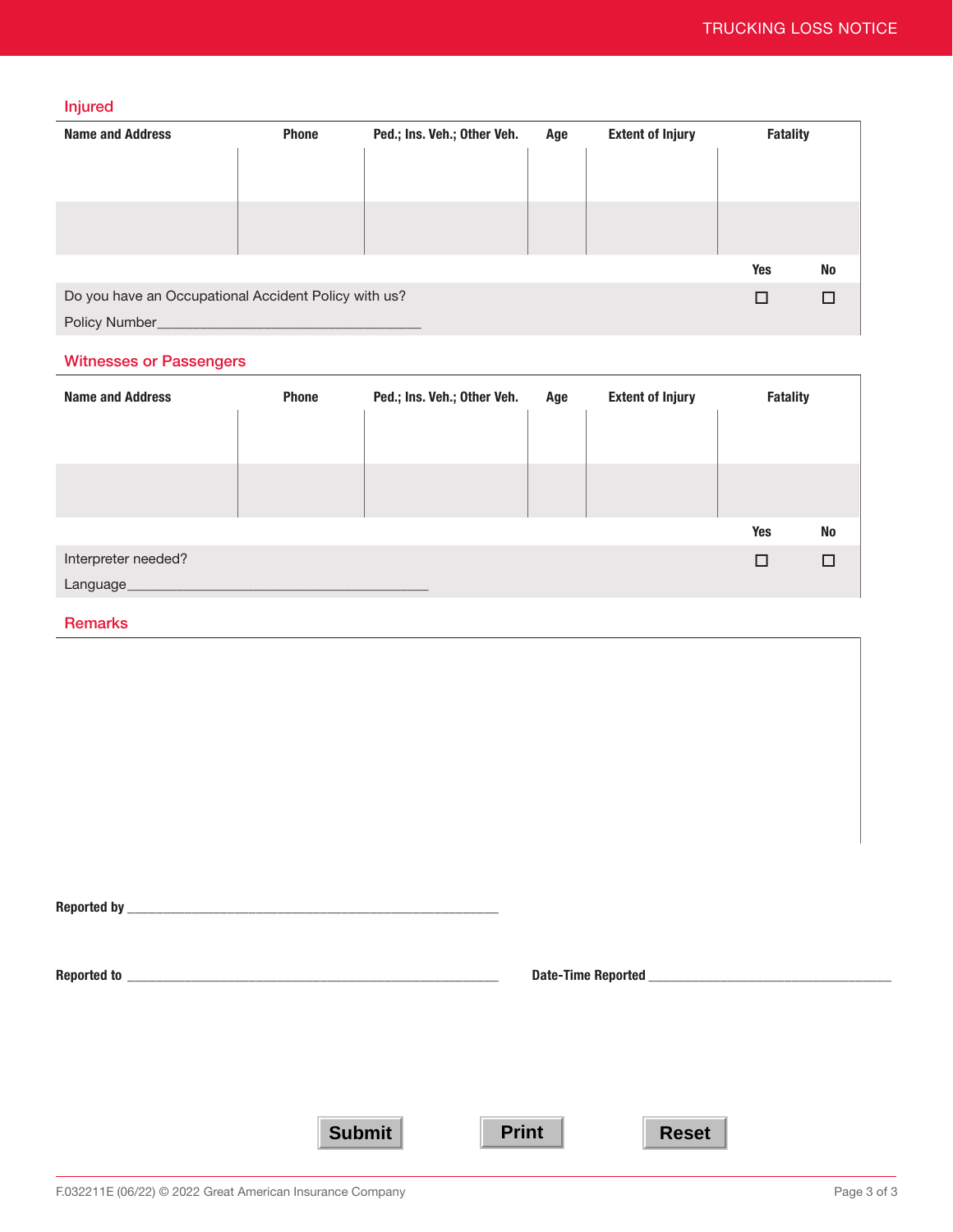## Injured

| Name and Address | Phone | Ped.; Ins. Veh.; Other Veh. | Age | Extent of Injury | Fatality |
|---|---|---|---|---|---|
| | | | | | |
| | | | | | |

| | Yes | No |
|---|---|---|
| Do you have an Occupational Accident Policy with us? | ☐ | ☐ |

Policy Number___________________________________

## Witnesses or Passengers

| Name and Address | Phone | Ped.; Ins. Veh.; Other Veh. | Age | Extent of Injury | Fatality |
|---|---|---|---|---|---|
| | | | | | |
| | | | | | |

| | Yes | No |
|---|---|---|
| Interpreter needed? | ☐ | ☐ |

Language__________________________________________

## Remarks

**Reported by** ____________________________________________________

**Reported to** ____________________________________________________ **Date-Time Reported** __________________________________

Submit Print Reset

F.032211E (06/22) © 2022 Great American Insurance Company